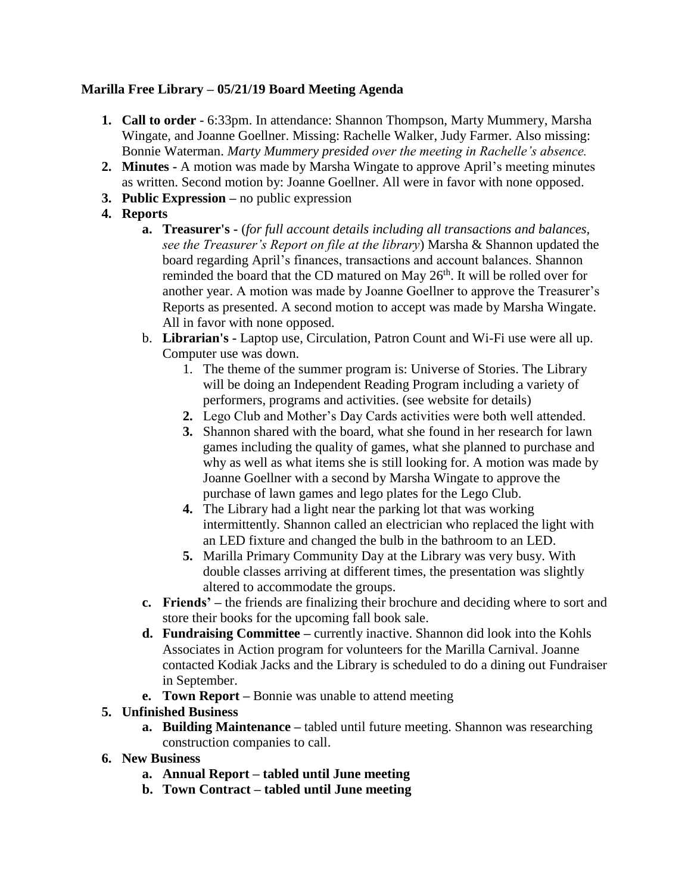**Marilla Free Library – 05/21/19 Board Meeting Agenda**

1. **Call to order** - 6:33pm. In attendance: Shannon Thompson, Marty Mummery, Marsha Wingate, and Joanne Goellner. Missing: Rachelle Walker, Judy Farmer. Also missing: Bonnie Waterman. *Marty Mummery presided over the meeting in Rachelle's absence.*
2. **Minutes -** A motion was made by Marsha Wingate to approve April's meeting minutes as written. Second motion by: Joanne Goellner. All were in favor with none opposed.
3. **Public Expression –** no public expression
4. **Reports**
    a. **Treasurer's -** (*for full account details including all transactions and balances, see the Treasurer's Report on file at the library*) Marsha & Shannon updated the board regarding April's finances, transactions and account balances. Shannon reminded the board that the CD matured on May 26th. It will be rolled over for another year. A motion was made by Joanne Goellner to approve the Treasurer's Reports as presented. A second motion to accept was made by Marsha Wingate. All in favor with none opposed.
    b. **Librarian's -** Laptop use, Circulation, Patron Count and Wi-Fi use were all up. Computer use was down.
        1. The theme of the summer program is: Universe of Stories. The Library will be doing an Independent Reading Program including a variety of performers, programs and activities. (see website for details)
        2. Lego Club and Mother's Day Cards activities were both well attended.
        3. Shannon shared with the board, what she found in her research for lawn games including the quality of games, what she planned to purchase and why as well as what items she is still looking for. A motion was made by Joanne Goellner with a second by Marsha Wingate to approve the purchase of lawn games and lego plates for the Lego Club.
        4. The Library had a light near the parking lot that was working intermittently. Shannon called an electrician who replaced the light with an LED fixture and changed the bulb in the bathroom to an LED.
        5. Marilla Primary Community Day at the Library was very busy. With double classes arriving at different times, the presentation was slightly altered to accommodate the groups.
    c. **Friends' –** the friends are finalizing their brochure and deciding where to sort and store their books for the upcoming fall book sale.
    d. **Fundraising Committee –** currently inactive. Shannon did look into the Kohls Associates in Action program for volunteers for the Marilla Carnival. Joanne contacted Kodiak Jacks and the Library is scheduled to do a dining out Fundraiser in September.
    e. **Town Report –** Bonnie was unable to attend meeting
5. **Unfinished Business**
    a. **Building Maintenance –** tabled until future meeting. Shannon was researching construction companies to call.
6. **New Business**
    a. **Annual Report – tabled until June meeting**
    b. **Town Contract – tabled until June meeting**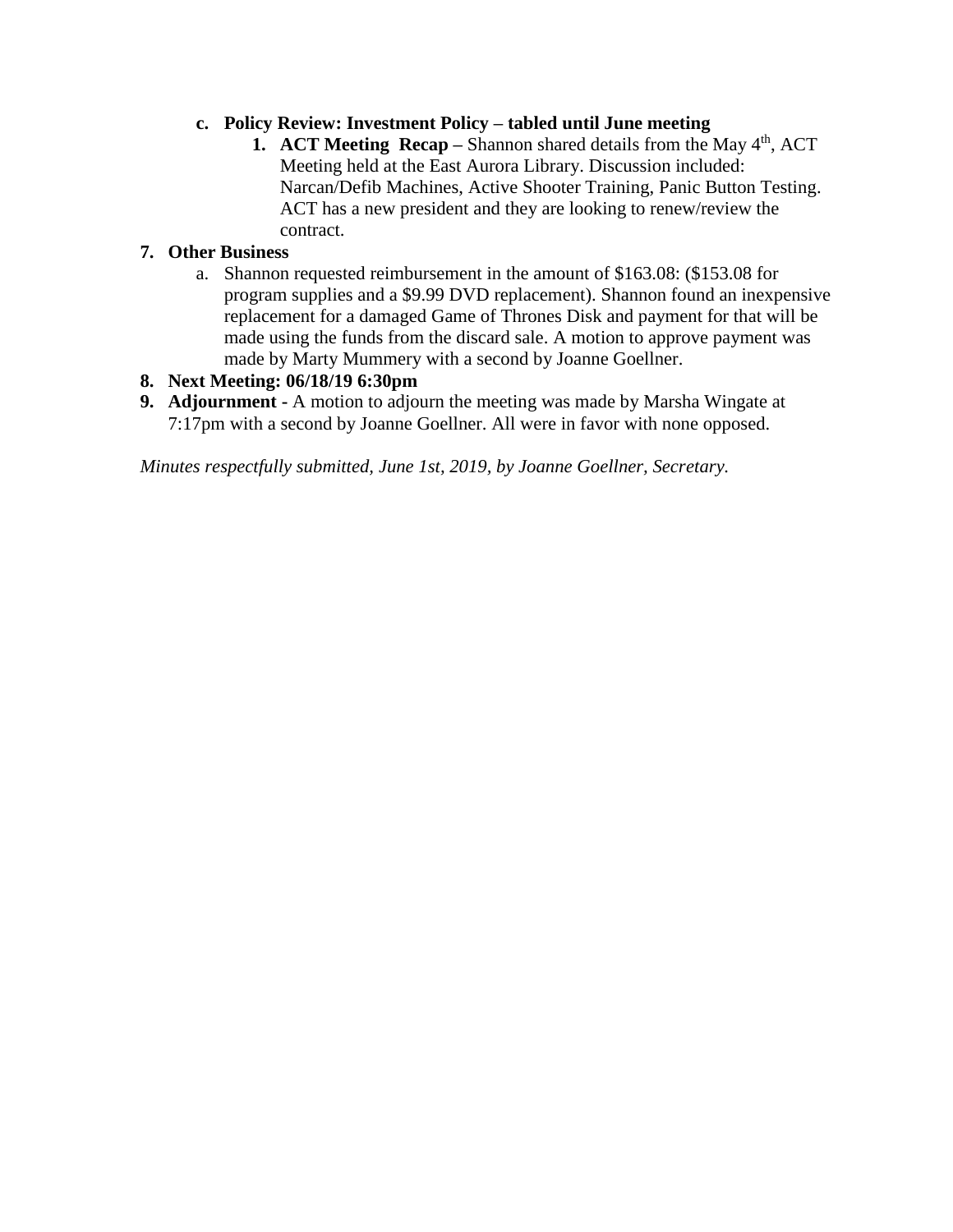c. **Policy Review: Investment Policy – tabled until June meeting**
    1. **ACT Meeting Recap –** Shannon shared details from the May 4th, ACT Meeting held at the East Aurora Library. Discussion included: Narcan/Defib Machines, Active Shooter Training, Panic Button Testing. ACT has a new president and they are looking to renew/review the contract.

7. **Other Business**
    a. Shannon requested reimbursement in the amount of $163.08: ($153.08 for program supplies and a $9.99 DVD replacement). Shannon found an inexpensive replacement for a damaged Game of Thrones Disk and payment for that will be made using the funds from the discard sale. A motion to approve payment was made by Marty Mummery with a second by Joanne Goellner.

8. **Next Meeting: 06/18/19 6:30pm**

9. **Adjournment -** A motion to adjourn the meeting was made by Marsha Wingate at 7:17pm with a second by Joanne Goellner. All were in favor with none opposed.

*Minutes respectfully submitted, June 1st, 2019, by Joanne Goellner, Secretary.*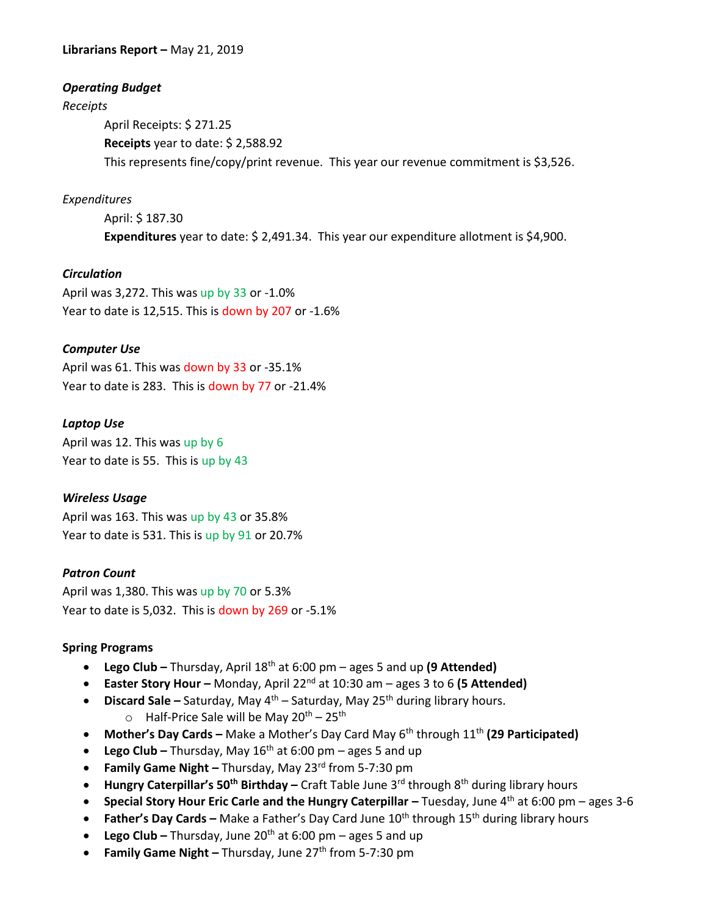**Librarians Report –** May 21, 2019

***Operating Budget***

*Receipts*

April Receipts: $ 271.25

**Receipts** year to date: $ 2,588.92

This represents fine/copy/print revenue. This year our revenue commitment is $3,526.

*Expenditures*

April: $ 187.30

**Expenditures** year to date: $ 2,491.34. This year our expenditure allotment is $4,900.

***Circulation***

April was 3,272. This was up by 33 or -1.0%

Year to date is 12,515. This is down by 207 or -1.6%

***Computer Use***

April was 61. This was down by 33 or -35.1%

Year to date is 283. This is down by 77 or -21.4%

***Laptop Use***

April was 12. This was up by 6

Year to date is 55. This is up by 43

***Wireless Usage***

April was 163. This was up by 43 or 35.8%

Year to date is 531. This is up by 91 or 20.7%

***Patron Count***

April was 1,380. This was up by 70 or 5.3%

Year to date is 5,032. This is down by 269 or -5.1%

**Spring Programs**

- **Lego Club –** Thursday, April 18th at 6:00 pm – ages 5 and up **(9 Attended)**
- **Easter Story Hour –** Monday, April 22nd at 10:30 am – ages 3 to 6 **(5 Attended)**
- **Discard Sale –** Saturday, May 4th – Saturday, May 25th during library hours.
  - Half-Price Sale will be May 20th – 25th
- **Mother's Day Cards –** Make a Mother's Day Card May 6th through 11th **(29 Participated)**
- **Lego Club –** Thursday, May 16th at 6:00 pm – ages 5 and up
- **Family Game Night –** Thursday, May 23rd from 5-7:30 pm
- **Hungry Caterpillar's 50th Birthday –** Craft Table June 3rd through 8th during library hours
- **Special Story Hour Eric Carle and the Hungry Caterpillar –** Tuesday, June 4th at 6:00 pm – ages 3-6
- **Father's Day Cards –** Make a Father's Day Card June 10th through 15th during library hours
- **Lego Club –** Thursday, June 20th at 6:00 pm – ages 5 and up
- **Family Game Night –** Thursday, June 27th from 5-7:30 pm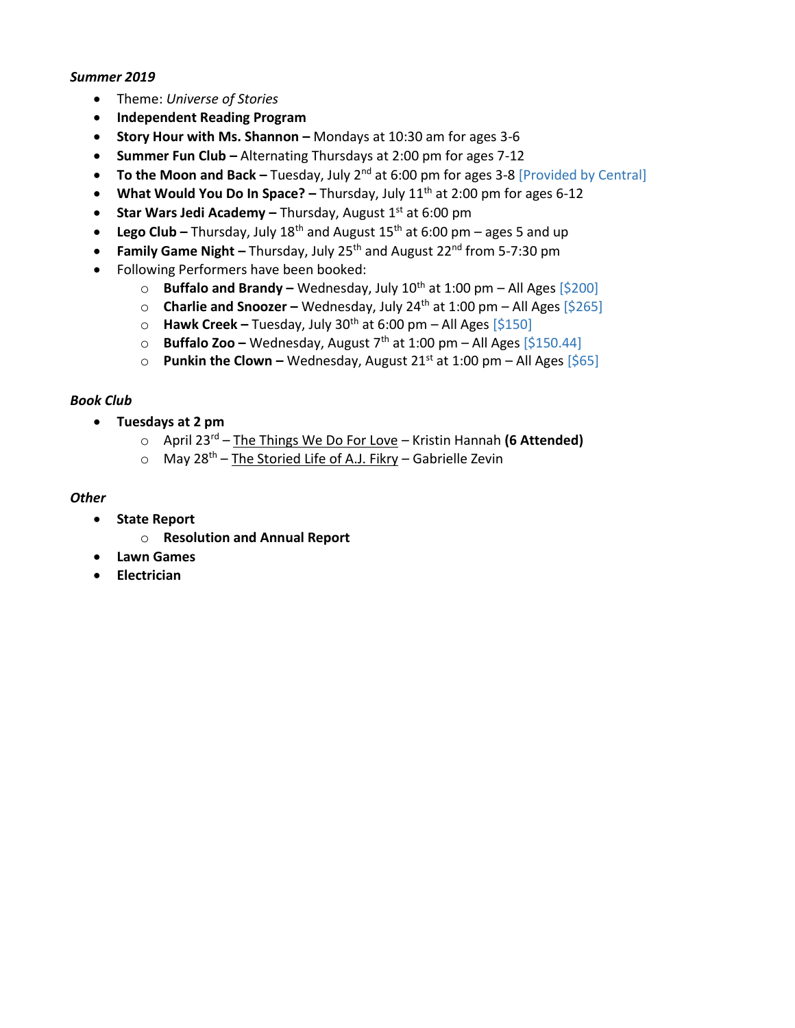***Summer 2019***

- Theme: *Universe of Stories*
- **Independent Reading Program**
- **Story Hour with Ms. Shannon –** Mondays at 10:30 am for ages 3-6
- **Summer Fun Club –** Alternating Thursdays at 2:00 pm for ages 7-12
- **To the Moon and Back –** Tuesday, July 2nd at 6:00 pm for ages 3-8 [Provided by Central]
- **What Would You Do In Space? –** Thursday, July 11th at 2:00 pm for ages 6-12
- **Star Wars Jedi Academy –** Thursday, August 1st at 6:00 pm
- **Lego Club –** Thursday, July 18th and August 15th at 6:00 pm – ages 5 and up
- **Family Game Night –** Thursday, July 25th and August 22nd from 5-7:30 pm
- Following Performers have been booked:
  - **Buffalo and Brandy –** Wednesday, July 10th at 1:00 pm – All Ages [$200]
  - **Charlie and Snoozer –** Wednesday, July 24th at 1:00 pm – All Ages [$265]
  - **Hawk Creek –** Tuesday, July 30th at 6:00 pm – All Ages [$150]
  - **Buffalo Zoo –** Wednesday, August 7th at 1:00 pm – All Ages [$150.44]
  - **Punkin the Clown –** Wednesday, August 21st at 1:00 pm – All Ages [$65]

***Book Club***

- **Tuesdays at 2 pm**
  - April 23rd – The Things We Do For Love – Kristin Hannah **(6 Attended)**
  - May 28th – The Storied Life of A.J. Fikry – Gabrielle Zevin

***Other***

- **State Report**
  - **Resolution and Annual Report**
- **Lawn Games**
- **Electrician**